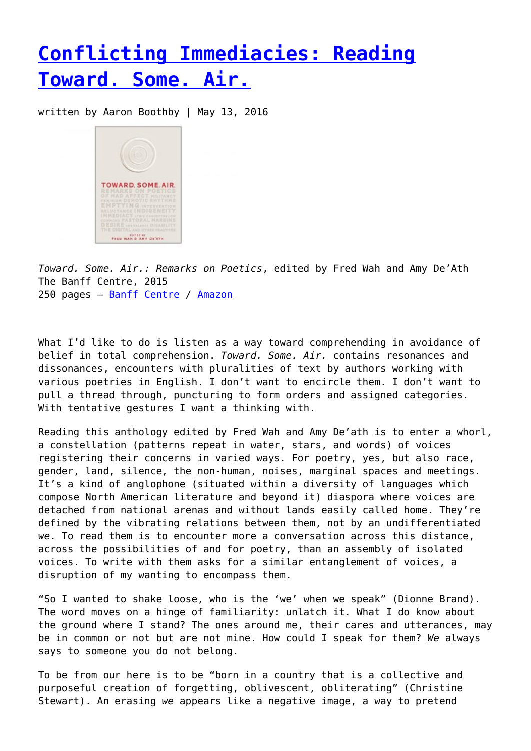# [Conflicting Immediacies: Reading Toward. Some. Air.]()

written by Aaron Boothby | May 13, 2016

*Toward. Some. Air.: Remarks on Poetics*, edited by Fred Wah and Amy De'Ath
The Banff Centre, 2015
250 pages – [Banff Centre]() / [Amazon]()

What I'd like to do is listen as a way toward comprehending in avoidance of belief in total comprehension. *Toward. Some. Air.* contains resonances and dissonances, encounters with pluralities of text by authors working with various poetries in English. I don't want to encircle them. I don't want to pull a thread through, puncturing to form orders and assigned categories. With tentative gestures I want a thinking with.

Reading this anthology edited by Fred Wah and Amy De'ath is to enter a whorl, a constellation (patterns repeat in water, stars, and words) of voices registering their concerns in varied ways. For poetry, yes, but also race, gender, land, silence, the non-human, noises, marginal spaces and meetings. It's a kind of anglophone (situated within a diversity of languages which compose North American literature and beyond it) diaspora where voices are detached from national arenas and without lands easily called home. They're defined by the vibrating relations between them, not by an undifferentiated *we*. To read them is to encounter more a conversation across this distance, across the possibilities of and for poetry, than an assembly of isolated voices. To write with them asks for a similar entanglement of voices, a disruption of my wanting to encompass them.

"So I wanted to shake loose, who is the 'we' when we speak" (Dionne Brand). The word moves on a hinge of familiarity: unlatch it. What I do know about the ground where I stand? The ones around me, their cares and utterances, may be in common or not but are not mine. How could I speak for them? *We* always says to someone you do not belong.

To be from our here is to be "born in a country that is a collective and purposeful creation of forgetting, oblivescent, obliterating" (Christine Stewart). An erasing *we* appears like a negative image, a way to pretend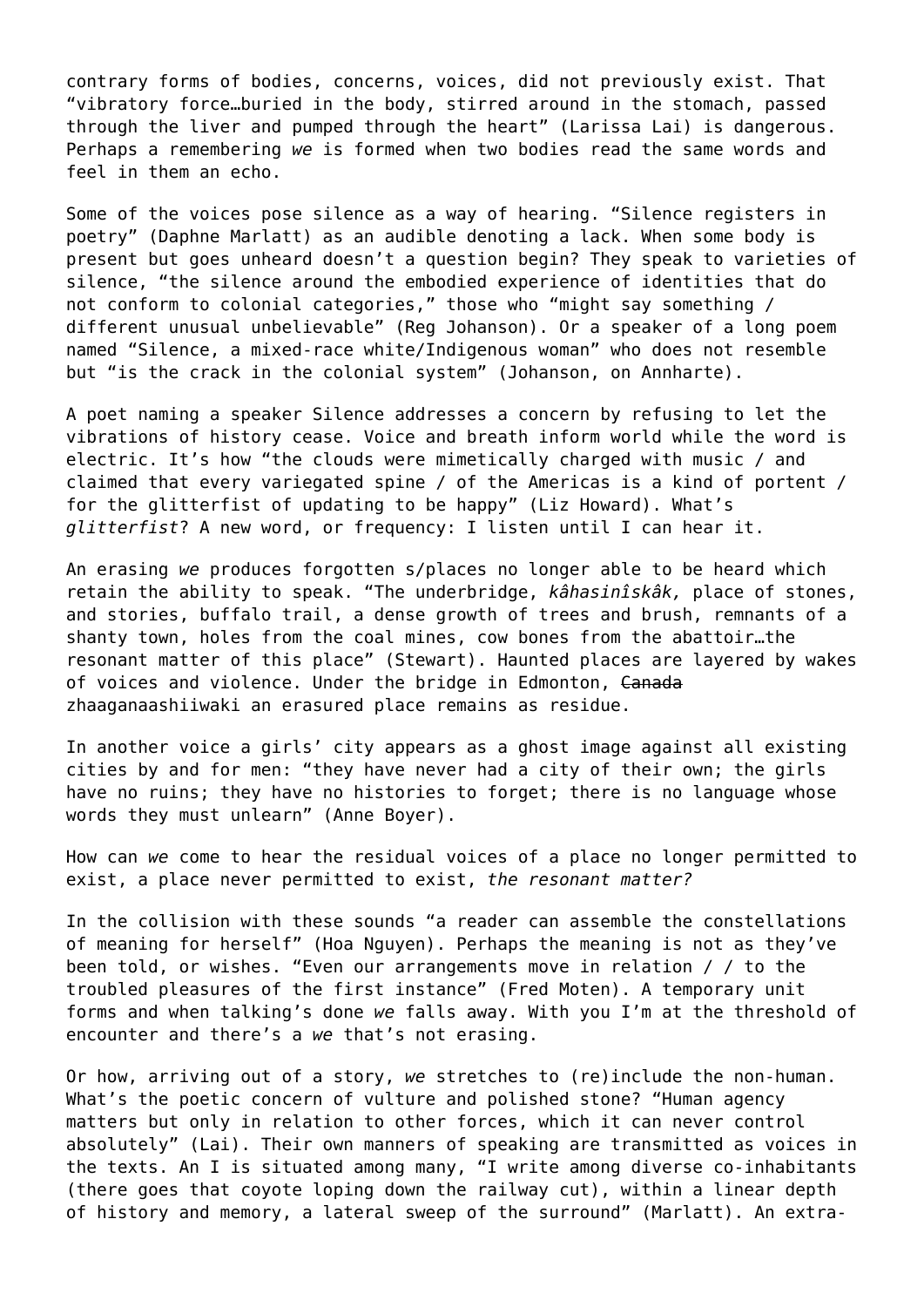contrary forms of bodies, concerns, voices, did not previously exist. That "vibratory force…buried in the body, stirred around in the stomach, passed through the liver and pumped through the heart" (Larissa Lai) is dangerous. Perhaps a remembering *we* is formed when two bodies read the same words and feel in them an echo.

Some of the voices pose silence as a way of hearing. "Silence registers in poetry" (Daphne Marlatt) as an audible denoting a lack. When some body is present but goes unheard doesn't a question begin? They speak to varieties of silence, "the silence around the embodied experience of identities that do not conform to colonial categories," those who "might say something / different unusual unbelievable" (Reg Johanson). Or a speaker of a long poem named "Silence, a mixed-race white/Indigenous woman" who does not resemble but "is the crack in the colonial system" (Johanson, on Annharte).

A poet naming a speaker Silence addresses a concern by refusing to let the vibrations of history cease. Voice and breath inform world while the word is electric. It's how "the clouds were mimetically charged with music / and claimed that every variegated spine / of the Americas is a kind of portent / for the glitterfist of updating to be happy" (Liz Howard). What's *glitterfist*? A new word, or frequency: I listen until I can hear it.

An erasing *we* produces forgotten s/places no longer able to be heard which retain the ability to speak. "The underbridge, *kâhasinîskâk,* place of stones, and stories, buffalo trail, a dense growth of trees and brush, remnants of a shanty town, holes from the coal mines, cow bones from the abattoir…the resonant matter of this place" (Stewart). Haunted places are layered by wakes of voices and violence. Under the bridge in Edmonton, ~~Canada~~ zhaaganaashiiwaki an erasured place remains as residue.

In another voice a girls' city appears as a ghost image against all existing cities by and for men: "they have never had a city of their own; the girls have no ruins; they have no histories to forget; there is no language whose words they must unlearn" (Anne Boyer).

How can *we* come to hear the residual voices of a place no longer permitted to exist, a place never permitted to exist, *the resonant matter?*

In the collision with these sounds "a reader can assemble the constellations of meaning for herself" (Hoa Nguyen). Perhaps the meaning is not as they've been told, or wishes. "Even our arrangements move in relation / / to the troubled pleasures of the first instance" (Fred Moten). A temporary unit forms and when talking's done *we* falls away. With you I'm at the threshold of encounter and there's a *we* that's not erasing.

Or how, arriving out of a story, *we* stretches to (re)include the non-human. What's the poetic concern of vulture and polished stone? "Human agency matters but only in relation to other forces, which it can never control absolutely" (Lai). Their own manners of speaking are transmitted as voices in the texts. An I is situated among many, "I write among diverse co-inhabitants (there goes that coyote loping down the railway cut), within a linear depth of history and memory, a lateral sweep of the surround" (Marlatt). An extra-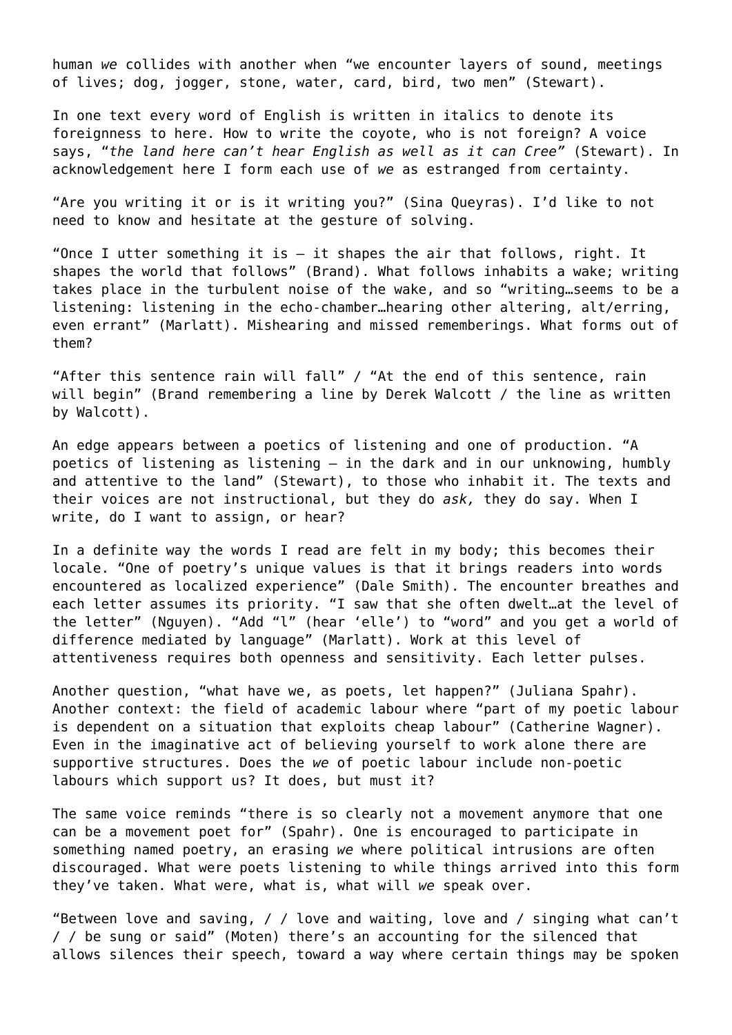human *we* collides with another when "we encounter layers of sound, meetings of lives; dog, jogger, stone, water, card, bird, two men" (Stewart).

In one text every word of English is written in italics to denote its foreignness to here. How to write the coyote, who is not foreign? A voice says, "*the land here can't hear English as well as it can Cree*" (Stewart). In acknowledgement here I form each use of *we* as estranged from certainty.

"Are you writing it or is it writing you?" (Sina Queyras). I'd like to not need to know and hesitate at the gesture of solving.

"Once I utter something it is – it shapes the air that follows, right. It shapes the world that follows" (Brand). What follows inhabits a wake; writing takes place in the turbulent noise of the wake, and so "writing…seems to be a listening: listening in the echo-chamber…hearing other altering, alt/erring, even errant" (Marlatt). Mishearing and missed rememberings. What forms out of them?

"After this sentence rain will fall" / "At the end of this sentence, rain will begin" (Brand remembering a line by Derek Walcott / the line as written by Walcott).

An edge appears between a poetics of listening and one of production. "A poetics of listening as listening – in the dark and in our unknowing, humbly and attentive to the land" (Stewart), to those who inhabit it. The texts and their voices are not instructional, but they do *ask,* they do say. When I write, do I want to assign, or hear?

In a definite way the words I read are felt in my body; this becomes their locale. "One of poetry's unique values is that it brings readers into words encountered as localized experience" (Dale Smith). The encounter breathes and each letter assumes its priority. "I saw that she often dwelt…at the level of the letter" (Nguyen). "Add "l" (hear 'elle') to "word" and you get a world of difference mediated by language" (Marlatt). Work at this level of attentiveness requires both openness and sensitivity. Each letter pulses.

Another question, "what have we, as poets, let happen?" (Juliana Spahr). Another context: the field of academic labour where "part of my poetic labour is dependent on a situation that exploits cheap labour" (Catherine Wagner). Even in the imaginative act of believing yourself to work alone there are supportive structures. Does the *we* of poetic labour include non-poetic labours which support us? It does, but must it?

The same voice reminds "there is so clearly not a movement anymore that one can be a movement poet for" (Spahr). One is encouraged to participate in something named poetry, an erasing *we* where political intrusions are often discouraged. What were poets listening to while things arrived into this form they've taken. What were, what is, what will *we* speak over.

"Between love and saving, / / love and waiting, love and / singing what can't / / be sung or said" (Moten) there's an accounting for the silenced that allows silences their speech, toward a way where certain things may be spoken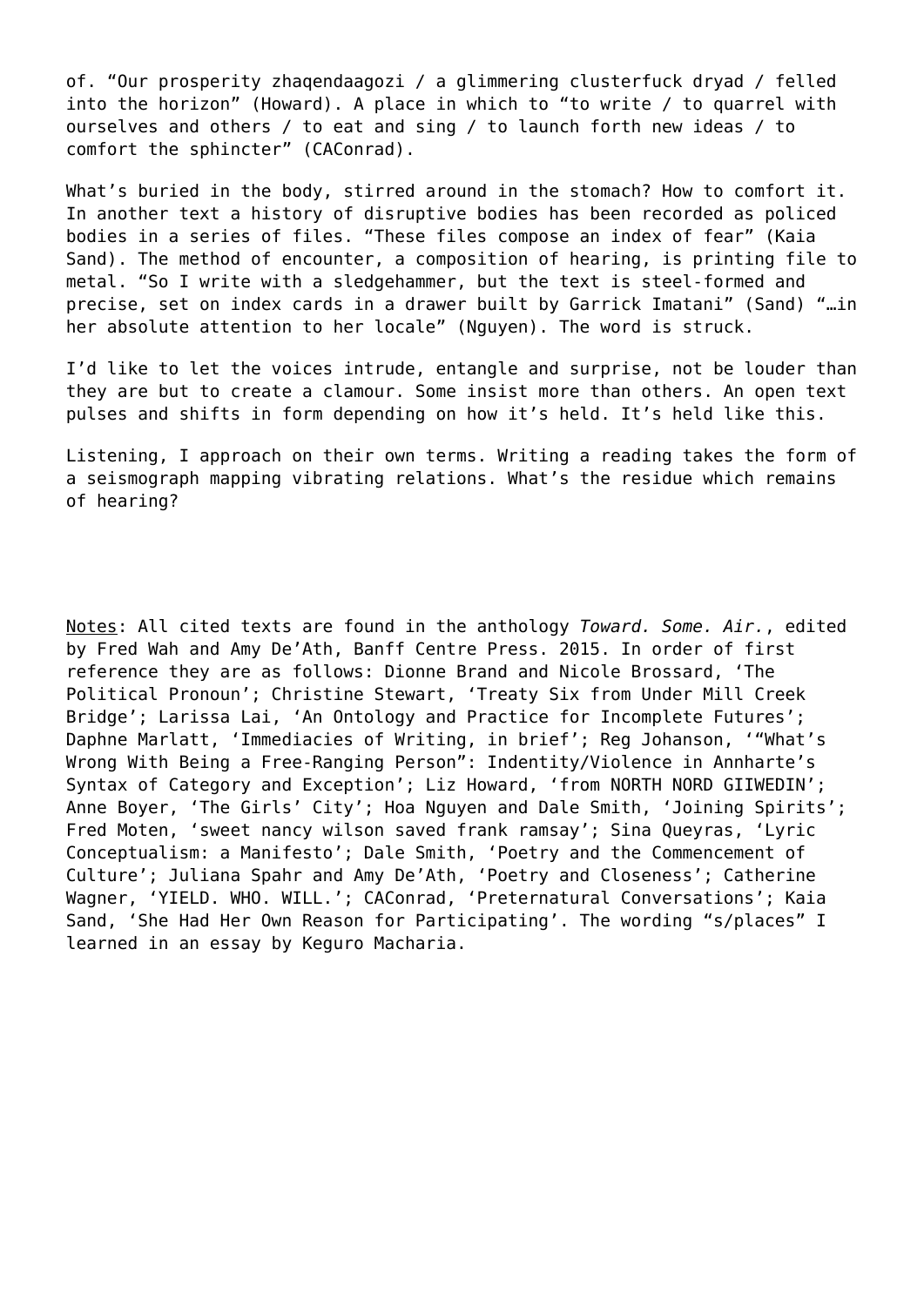of. “Our prosperity zhaqendaagozi / a glimmering clusterfuck dryad / felled into the horizon” (Howard). A place in which to “to write / to quarrel with ourselves and others / to eat and sing / to launch forth new ideas / to comfort the sphincter” (CAConrad).

What’s buried in the body, stirred around in the stomach? How to comfort it. In another text a history of disruptive bodies has been recorded as policed bodies in a series of files. “These files compose an index of fear” (Kaia Sand). The method of encounter, a composition of hearing, is printing file to metal. “So I write with a sledgehammer, but the text is steel-formed and precise, set on index cards in a drawer built by Garrick Imatani” (Sand) “…in her absolute attention to her locale” (Nguyen). The word is struck.

I’d like to let the voices intrude, entangle and surprise, not be louder than they are but to create a clamour. Some insist more than others. An open text pulses and shifts in form depending on how it’s held. It’s held like this.

Listening, I approach on their own terms. Writing a reading takes the form of a seismograph mapping vibrating relations. What’s the residue which remains of hearing?

Notes: All cited texts are found in the anthology *Toward. Some. Air.*, edited by Fred Wah and Amy De’Ath, Banff Centre Press. 2015. In order of first reference they are as follows: Dionne Brand and Nicole Brossard, ‘The Political Pronoun’; Christine Stewart, ‘Treaty Six from Under Mill Creek Bridge’; Larissa Lai, ‘An Ontology and Practice for Incomplete Futures’; Daphne Marlatt, ‘Immediacies of Writing, in brief’; Reg Johanson, ‘“What’s Wrong With Being a Free-Ranging Person”: Indentity/Violence in Annharte’s Syntax of Category and Exception’; Liz Howard, ‘from NORTH NORD GIIWEDIN’; Anne Boyer, ‘The Girls’ City’; Hoa Nguyen and Dale Smith, ‘Joining Spirits’; Fred Moten, ‘sweet nancy wilson saved frank ramsay’; Sina Queyras, ‘Lyric Conceptualism: a Manifesto’; Dale Smith, ‘Poetry and the Commencement of Culture’; Juliana Spahr and Amy De’Ath, ‘Poetry and Closeness’; Catherine Wagner, ‘YIELD. WHO. WILL.’; CAConrad, ‘Preternatural Conversations’; Kaia Sand, ‘She Had Her Own Reason for Participating’. The wording “s/places” I learned in an essay by Keguro Macharia.